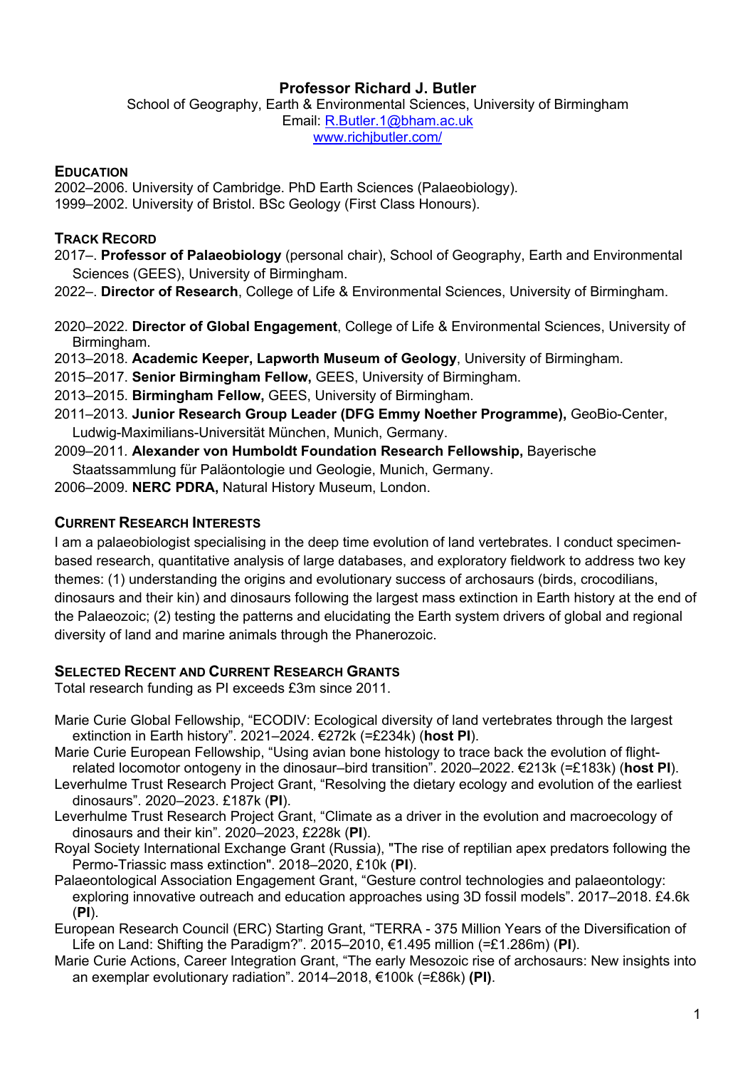**Professor Richard J. Butler**

School of Geography, Earth & Environmental Sciences, University of Birmingham

Email: [R.Butler.1@bham.ac.uk](mailto:R.Butler.1@bham.ac.uk)

[www.richjbutler.com/](http://www.richjbutler.com/)

## EDUCATION

2002–2006. University of Cambridge. PhD Earth Sciences (Palaeobiology).

1999–2002. University of Bristol. BSc Geology (First Class Honours).

## TRACK RECORD

2017–. **Professor of Palaeobiology** (personal chair), School of Geography, Earth and Environmental Sciences (GEES), University of Birmingham.

2022–. **Director of Research**, College of Life & Environmental Sciences, University of Birmingham.

2020–2022. **Director of Global Engagement**, College of Life & Environmental Sciences, University of Birmingham.

2013–2018. **Academic Keeper, Lapworth Museum of Geology**, University of Birmingham.

2015–2017. **Senior Birmingham Fellow,** GEES, University of Birmingham.

2013–2015. **Birmingham Fellow,** GEES, University of Birmingham.

2011–2013. **Junior Research Group Leader (DFG Emmy Noether Programme),** GeoBio-Center, Ludwig-Maximilians-Universität München, Munich, Germany.

2009–2011. **Alexander von Humboldt Foundation Research Fellowship,** Bayerische Staatssammlung für Paläontologie und Geologie, Munich, Germany.

2006–2009. **NERC PDRA,** Natural History Museum, London.

## CURRENT RESEARCH INTERESTS

I am a palaeobiologist specialising in the deep time evolution of land vertebrates. I conduct specimen-based research, quantitative analysis of large databases, and exploratory fieldwork to address two key themes: (1) understanding the origins and evolutionary success of archosaurs (birds, crocodilians, dinosaurs and their kin) and dinosaurs following the largest mass extinction in Earth history at the end of the Palaeozoic; (2) testing the patterns and elucidating the Earth system drivers of global and regional diversity of land and marine animals through the Phanerozoic.

## SELECTED RECENT AND CURRENT RESEARCH GRANTS

Total research funding as PI exceeds £3m since 2011.

Marie Curie Global Fellowship, "ECODIV: Ecological diversity of land vertebrates through the largest extinction in Earth history". 2021–2024. €272k (=£234k) (**host PI**).

Marie Curie European Fellowship, "Using avian bone histology to trace back the evolution of flight-related locomotor ontogeny in the dinosaur–bird transition". 2020–2022. €213k (=£183k) (**host PI**).

Leverhulme Trust Research Project Grant, "Resolving the dietary ecology and evolution of the earliest dinosaurs". 2020–2023. £187k (**PI**).

Leverhulme Trust Research Project Grant, "Climate as a driver in the evolution and macroecology of dinosaurs and their kin". 2020–2023, £228k (**PI**).

Royal Society International Exchange Grant (Russia), "The rise of reptilian apex predators following the Permo-Triassic mass extinction". 2018–2020, £10k (**PI**).

Palaeontological Association Engagement Grant, "Gesture control technologies and palaeontology: exploring innovative outreach and education approaches using 3D fossil models". 2017–2018. £4.6k (**PI**).

European Research Council (ERC) Starting Grant, "TERRA - 375 Million Years of the Diversification of Life on Land: Shifting the Paradigm?". 2015–2010, €1.495 million (=£1.286m) (**PI**).

Marie Curie Actions, Career Integration Grant, "The early Mesozoic rise of archosaurs: New insights into an exemplar evolutionary radiation". 2014–2018, €100k (=£86k) **(PI)**.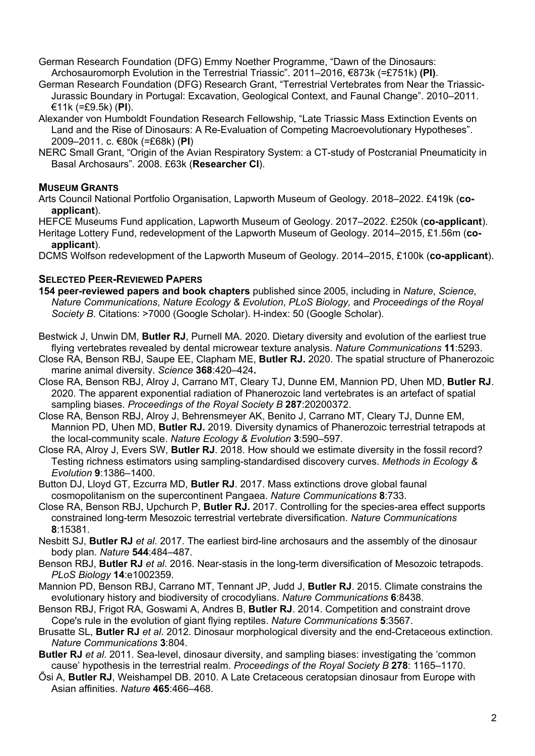German Research Foundation (DFG) Emmy Noether Programme, "Dawn of the Dinosaurs: Archosauromorph Evolution in the Terrestrial Triassic". 2011–2016, €873k (=£751k) **(PI)**.

German Research Foundation (DFG) Research Grant, "Terrestrial Vertebrates from Near the Triassic-Jurassic Boundary in Portugal: Excavation, Geological Context, and Faunal Change". 2010–2011. €11k (=£9.5k) (**PI**).

Alexander von Humboldt Foundation Research Fellowship, "Late Triassic Mass Extinction Events on Land and the Rise of Dinosaurs: A Re-Evaluation of Competing Macroevolutionary Hypotheses". 2009–2011. c. €80k (=£68k) (**PI**)

NERC Small Grant, "Origin of the Avian Respiratory System: a CT-study of Postcranial Pneumaticity in Basal Archosaurs". 2008. £63k (**Researcher CI**).

## Museum Grants

Arts Council National Portfolio Organisation, Lapworth Museum of Geology. 2018–2022. £419k (**co-applicant**).

HEFCE Museums Fund application, Lapworth Museum of Geology. 2017–2022. £250k (**co-applicant**).

Heritage Lottery Fund, redevelopment of the Lapworth Museum of Geology. 2014–2015, £1.56m (**co-applicant**).

DCMS Wolfson redevelopment of the Lapworth Museum of Geology. 2014–2015, £100k (**co-applicant**).

## Selected Peer-Reviewed Papers

**154 peer-reviewed papers and book chapters** published since 2005, including in *Nature*, *Science*, *Nature Communications*, *Nature Ecology & Evolution*, *PLoS Biology,* and *Proceedings of the Royal Society B*. Citations: >7000 (Google Scholar). H-index: 50 (Google Scholar).

Bestwick J, Unwin DM, **Butler RJ**, Purnell MA. 2020. Dietary diversity and evolution of the earliest true flying vertebrates revealed by dental microwear texture analysis. *Nature Communications* **11**:5293.

Close RA, Benson RBJ, Saupe EE, Clapham ME, **Butler RJ.** 2020. The spatial structure of Phanerozoic marine animal diversity. *Science* **368**:420–424**.**

Close RA, Benson RBJ, Alroy J, Carrano MT, Cleary TJ, Dunne EM, Mannion PD, Uhen MD, **Butler RJ**. 2020. The apparent exponential radiation of Phanerozoic land vertebrates is an artefact of spatial sampling biases. *Proceedings of the Royal Society B* **287**:20200372.

Close RA, Benson RBJ, Alroy J, Behrensmeyer AK, Benito J, Carrano MT, Cleary TJ, Dunne EM, Mannion PD, Uhen MD, **Butler RJ.** 2019. Diversity dynamics of Phanerozoic terrestrial tetrapods at the local-community scale. *Nature Ecology & Evolution* **3**:590–597.

Close RA, Alroy J, Evers SW, **Butler RJ**. 2018. How should we estimate diversity in the fossil record? Testing richness estimators using sampling-standardised discovery curves. *Methods in Ecology & Evolution* **9**:1386–1400.

Button DJ, Lloyd GT, Ezcurra MD, **Butler RJ**. 2017. Mass extinctions drove global faunal cosmopolitanism on the supercontinent Pangaea. *Nature Communications* **8**:733.

Close RA, Benson RBJ, Upchurch P, **Butler RJ.** 2017. Controlling for the species-area effect supports constrained long-term Mesozoic terrestrial vertebrate diversification. *Nature Communications* **8**:15381.

Nesbitt SJ, **Butler RJ** *et al*. 2017. The earliest bird-line archosaurs and the assembly of the dinosaur body plan. *Nature* **544**:484–487.

Benson RBJ, **Butler RJ** *et al*. 2016. Near-stasis in the long-term diversification of Mesozoic tetrapods. *PLoS Biology* **14**:e1002359.

Mannion PD, Benson RBJ, Carrano MT, Tennant JP, Judd J, **Butler RJ**. 2015. Climate constrains the evolutionary history and biodiversity of crocodylians. *Nature Communications* **6**:8438.

Benson RBJ, Frigot RA, Goswami A, Andres B, **Butler RJ**. 2014. Competition and constraint drove Cope's rule in the evolution of giant flying reptiles. *Nature Communications* **5**:3567.

Brusatte SL, **Butler RJ** *et al*. 2012. Dinosaur morphological diversity and the end-Cretaceous extinction. *Nature Communications* **3**:804.

**Butler RJ** *et al*. 2011. Sea-level, dinosaur diversity, and sampling biases: investigating the 'common cause' hypothesis in the terrestrial realm. *Proceedings of the Royal Society B* **278**: 1165–1170.

Ősi A, **Butler RJ**, Weishampel DB. 2010. A Late Cretaceous ceratopsian dinosaur from Europe with Asian affinities. *Nature* **465**:466–468.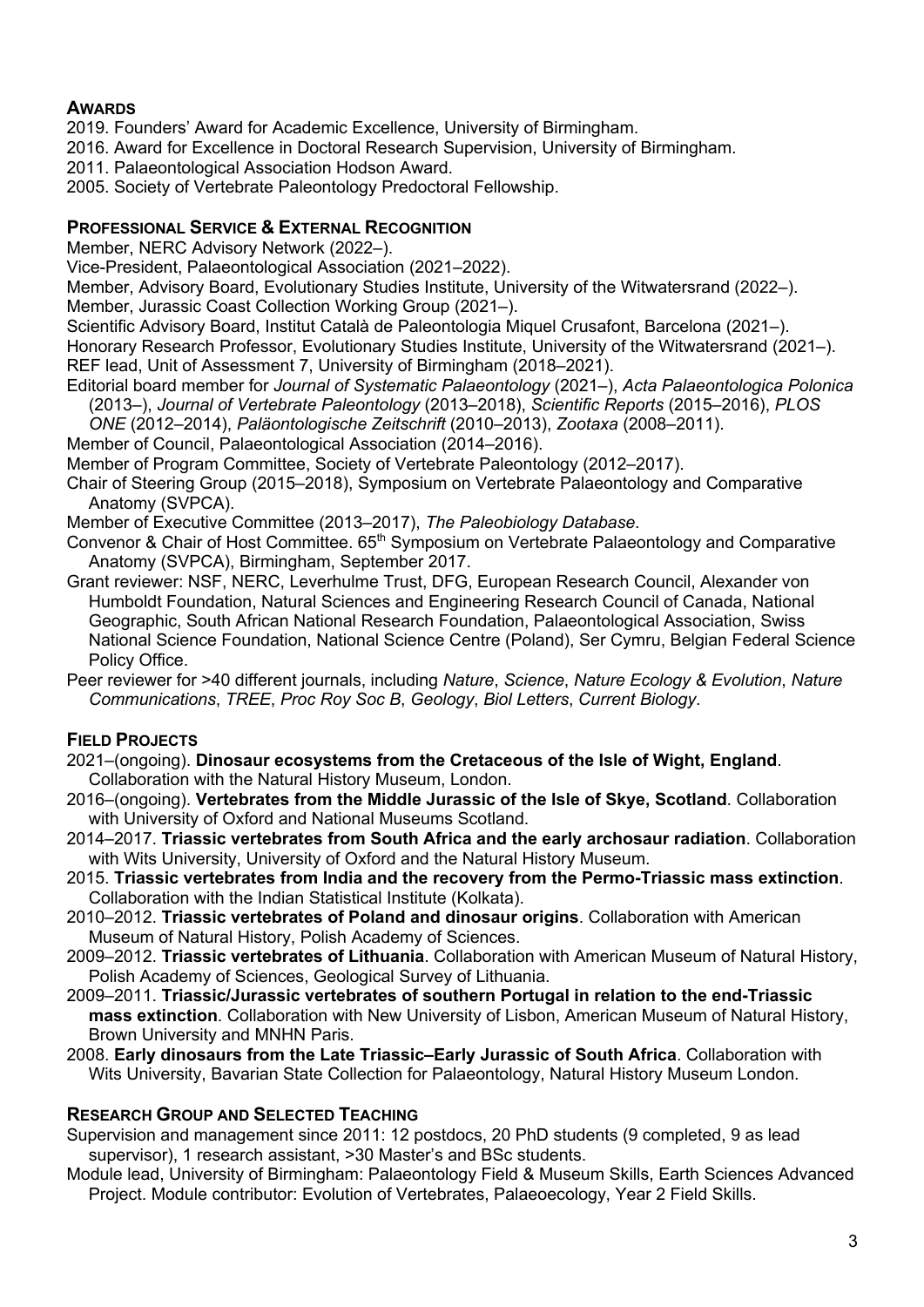## AWARDS

2019. Founders' Award for Academic Excellence, University of Birmingham.
2016. Award for Excellence in Doctoral Research Supervision, University of Birmingham.
2011. Palaeontological Association Hodson Award.
2005. Society of Vertebrate Paleontology Predoctoral Fellowship.

## PROFESSIONAL SERVICE & EXTERNAL RECOGNITION

Member, NERC Advisory Network (2022–).
Vice-President, Palaeontological Association (2021–2022).
Member, Advisory Board, Evolutionary Studies Institute, University of the Witwatersrand (2022–).
Member, Jurassic Coast Collection Working Group (2021–).
Scientific Advisory Board, Institut Català de Paleontologia Miquel Crusafont, Barcelona (2021–).
Honorary Research Professor, Evolutionary Studies Institute, University of the Witwatersrand (2021–).
REF lead, Unit of Assessment 7, University of Birmingham (2018–2021).
Editorial board member for *Journal of Systematic Palaeontology* (2021–), *Acta Palaeontologica Polonica* (2013–), *Journal of Vertebrate Paleontology* (2013–2018), *Scientific Reports* (2015–2016), *PLOS ONE* (2012–2014), *Paläontologische Zeitschrift* (2010–2013), *Zootaxa* (2008–2011).
Member of Council, Palaeontological Association (2014–2016).
Member of Program Committee, Society of Vertebrate Paleontology (2012–2017).
Chair of Steering Group (2015–2018), Symposium on Vertebrate Palaeontology and Comparative Anatomy (SVPCA).
Member of Executive Committee (2013–2017), *The Paleobiology Database*.
Convenor & Chair of Host Committee. 65th Symposium on Vertebrate Palaeontology and Comparative Anatomy (SVPCA), Birmingham, September 2017.
Grant reviewer: NSF, NERC, Leverhulme Trust, DFG, European Research Council, Alexander von Humboldt Foundation, Natural Sciences and Engineering Research Council of Canada, National Geographic, South African National Research Foundation, Palaeontological Association, Swiss National Science Foundation, National Science Centre (Poland), Ser Cymru, Belgian Federal Science Policy Office.
Peer reviewer for >40 different journals, including *Nature*, *Science*, *Nature Ecology & Evolution*, *Nature Communications*, *TREE*, *Proc Roy Soc B*, *Geology*, *Biol Letters*, *Current Biology*.

## FIELD PROJECTS

2021–(ongoing). **Dinosaur ecosystems from the Cretaceous of the Isle of Wight, England**. Collaboration with the Natural History Museum, London.
2016–(ongoing). **Vertebrates from the Middle Jurassic of the Isle of Skye, Scotland**. Collaboration with University of Oxford and National Museums Scotland.
2014–2017. **Triassic vertebrates from South Africa and the early archosaur radiation**. Collaboration with Wits University, University of Oxford and the Natural History Museum.
2015. **Triassic vertebrates from India and the recovery from the Permo-Triassic mass extinction**. Collaboration with the Indian Statistical Institute (Kolkata).
2010–2012. **Triassic vertebrates of Poland and dinosaur origins**. Collaboration with American Museum of Natural History, Polish Academy of Sciences.
2009–2012. **Triassic vertebrates of Lithuania**. Collaboration with American Museum of Natural History, Polish Academy of Sciences, Geological Survey of Lithuania.
2009–2011. **Triassic/Jurassic vertebrates of southern Portugal in relation to the end-Triassic mass extinction**. Collaboration with New University of Lisbon, American Museum of Natural History, Brown University and MNHN Paris.
2008. **Early dinosaurs from the Late Triassic–Early Jurassic of South Africa**. Collaboration with Wits University, Bavarian State Collection for Palaeontology, Natural History Museum London.

## RESEARCH GROUP AND SELECTED TEACHING

Supervision and management since 2011: 12 postdocs, 20 PhD students (9 completed, 9 as lead supervisor), 1 research assistant, >30 Master's and BSc students.
Module lead, University of Birmingham: Palaeontology Field & Museum Skills, Earth Sciences Advanced Project. Module contributor: Evolution of Vertebrates, Palaeoecology, Year 2 Field Skills.